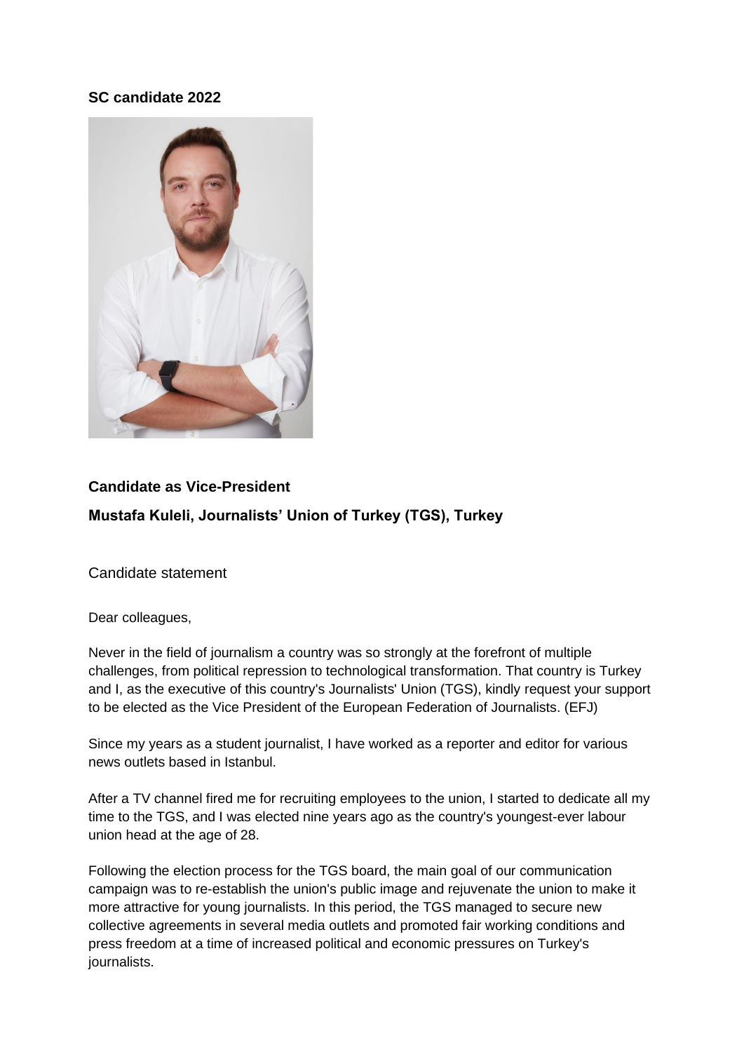**SC candidate 2022**

**Candidate as Vice-President**

**Mustafa Kuleli, Journalists' Union of Turkey (TGS), Turkey**

Candidate statement

Dear colleagues,

Never in the field of journalism a country was so strongly at the forefront of multiple challenges, from political repression to technological transformation. That country is Turkey and I, as the executive of this country's Journalists' Union (TGS), kindly request your support to be elected as the Vice President of the European Federation of Journalists. (EFJ)

Since my years as a student journalist, I have worked as a reporter and editor for various news outlets based in Istanbul.

After a TV channel fired me for recruiting employees to the union, I started to dedicate all my time to the TGS, and I was elected nine years ago as the country's youngest-ever labour union head at the age of 28.

Following the election process for the TGS board, the main goal of our communication campaign was to re-establish the union's public image and rejuvenate the union to make it more attractive for young journalists. In this period, the TGS managed to secure new collective agreements in several media outlets and promoted fair working conditions and press freedom at a time of increased political and economic pressures on Turkey's journalists.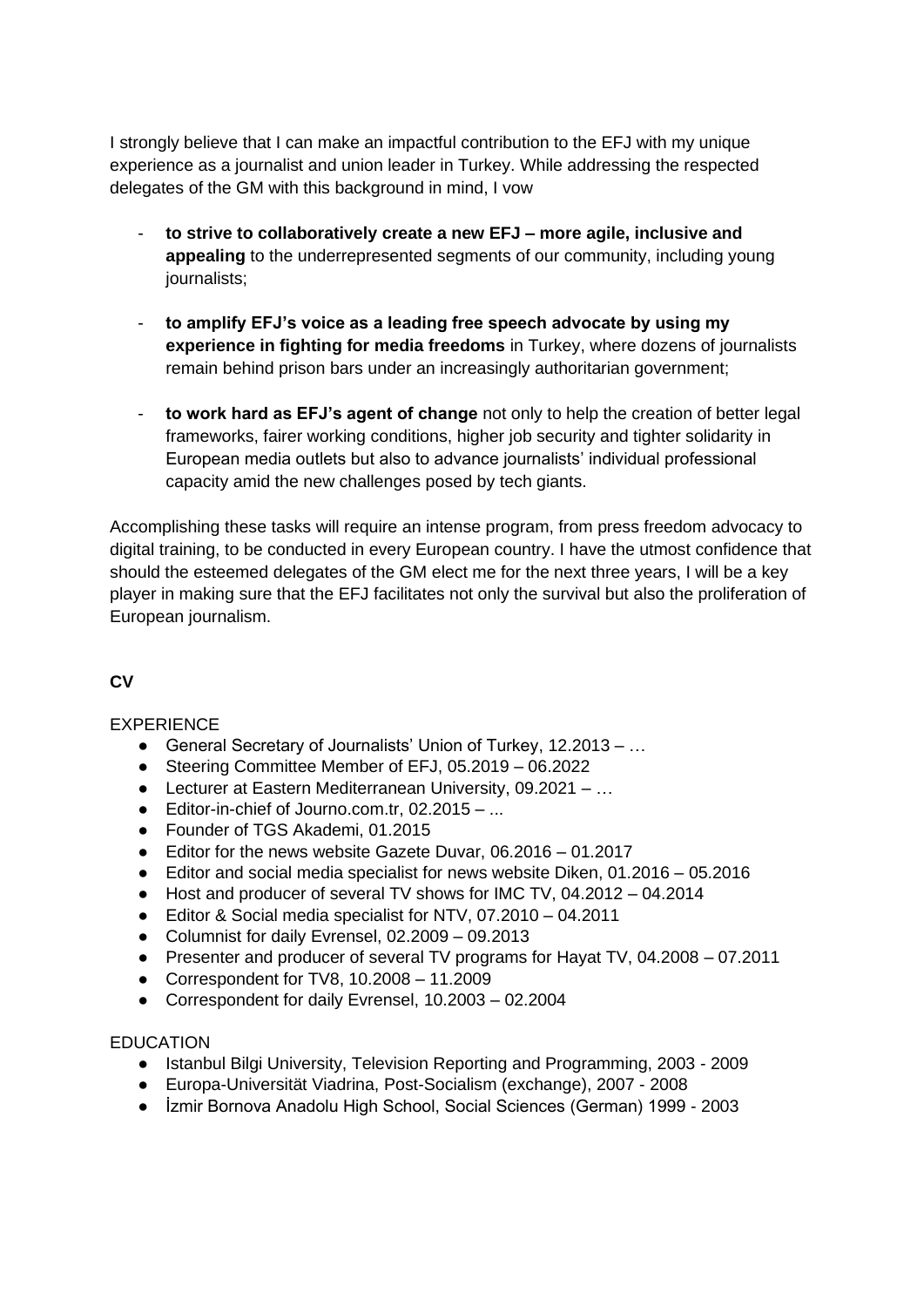I strongly believe that I can make an impactful contribution to the EFJ with my unique experience as a journalist and union leader in Turkey. While addressing the respected delegates of the GM with this background in mind, I vow

- **to strive to collaboratively create a new EFJ – more agile, inclusive and appealing** to the underrepresented segments of our community, including young journalists;

- **to amplify EFJ's voice as a leading free speech advocate by using my experience in fighting for media freedoms** in Turkey, where dozens of journalists remain behind prison bars under an increasingly authoritarian government;

- **to work hard as EFJ's agent of change** not only to help the creation of better legal frameworks, fairer working conditions, higher job security and tighter solidarity in European media outlets but also to advance journalists' individual professional capacity amid the new challenges posed by tech giants.

Accomplishing these tasks will require an intense program, from press freedom advocacy to digital training, to be conducted in every European country. I have the utmost confidence that should the esteemed delegates of the GM elect me for the next three years, I will be a key player in making sure that the EFJ facilitates not only the survival but also the proliferation of European journalism.

## CV

EXPERIENCE

- General Secretary of Journalists' Union of Turkey, 12.2013 – …
- Steering Committee Member of EFJ, 05.2019 – 06.2022
- Lecturer at Eastern Mediterranean University, 09.2021 – …
- Editor-in-chief of Journo.com.tr, 02.2015 – ...
- Founder of TGS Akademi, 01.2015
- Editor for the news website Gazete Duvar, 06.2016 – 01.2017
- Editor and social media specialist for news website Diken, 01.2016 – 05.2016
- Host and producer of several TV shows for IMC TV, 04.2012 – 04.2014
- Editor & Social media specialist for NTV, 07.2010 – 04.2011
- Columnist for daily Evrensel, 02.2009 – 09.2013
- Presenter and producer of several TV programs for Hayat TV, 04.2008 – 07.2011
- Correspondent for TV8, 10.2008 – 11.2009
- Correspondent for daily Evrensel, 10.2003 – 02.2004

EDUCATION

- Istanbul Bilgi University, Television Reporting and Programming, 2003 - 2009
- Europa-Universität Viadrina, Post-Socialism (exchange), 2007 - 2008
- İzmir Bornova Anadolu High School, Social Sciences (German) 1999 - 2003